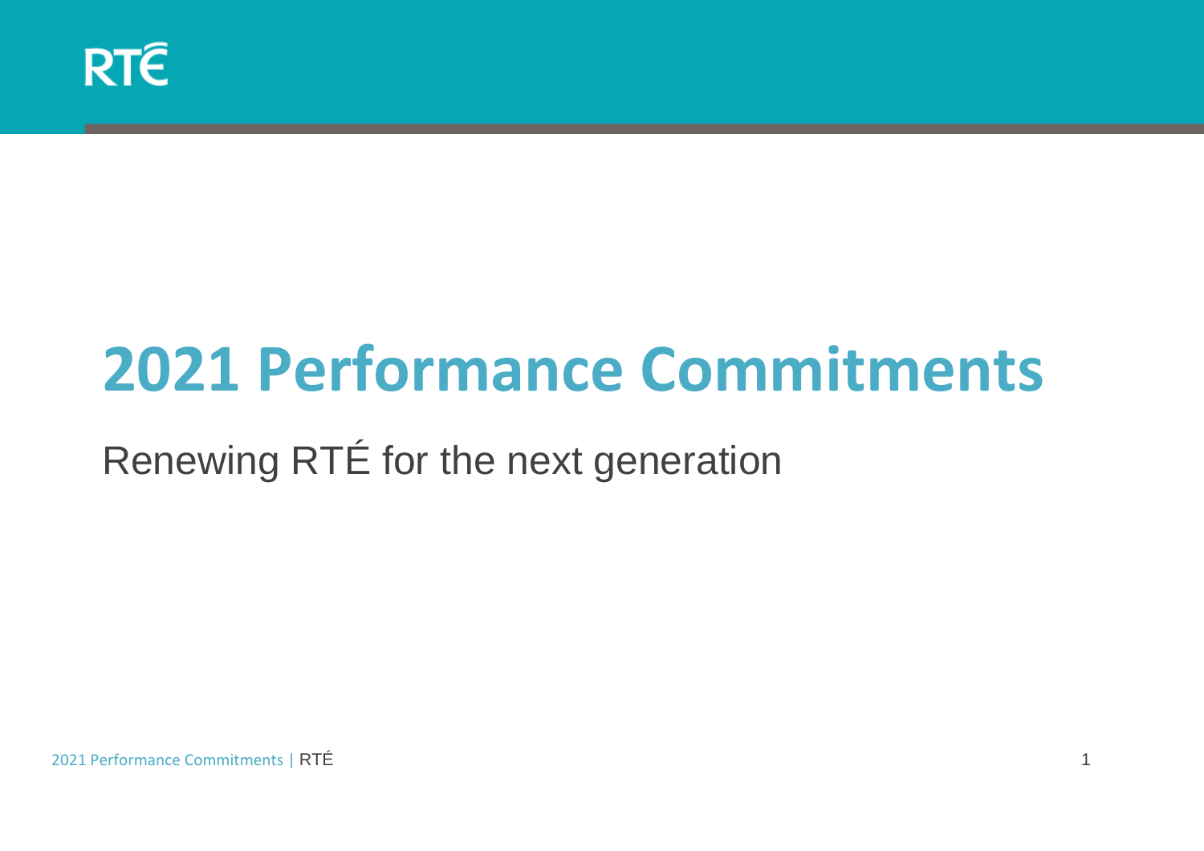# 2021 Performance Commitments

Renewing RTÉ for the next generation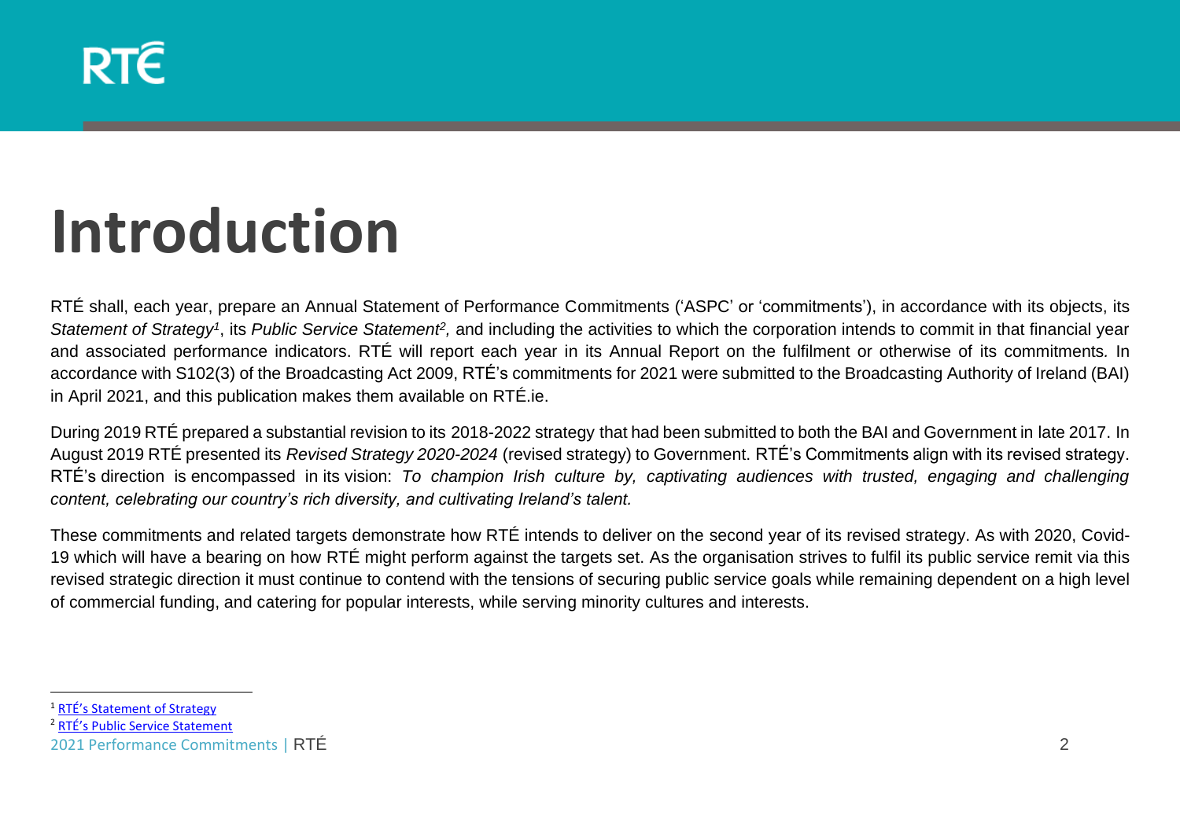# Introduction

RTÉ shall, each year, prepare an Annual Statement of Performance Commitments ('ASPC' or 'commitments'), in accordance with its objects, its *Statement of Strategy*[1], its *Public Service Statement*[2], and including the activities to which the corporation intends to commit in that financial year and associated performance indicators. RTÉ will report each year in its Annual Report on the fulfilment or otherwise of its commitments. In accordance with S102(3) of the Broadcasting Act 2009, RTÉ's commitments for 2021 were submitted to the Broadcasting Authority of Ireland (BAI) in April 2021, and this publication makes them available on RTÉ.ie.

During 2019 RTÉ prepared a substantial revision to its 2018-2022 strategy that had been submitted to both the BAI and Government in late 2017. In August 2019 RTÉ presented its *Revised Strategy 2020-2024* (revised strategy) to Government. RTÉ's Commitments align with its revised strategy. RTÉ's direction is encompassed in its vision: *To champion Irish culture by, captivating audiences with trusted, engaging and challenging content, celebrating our country's rich diversity, and cultivating Ireland's talent.*

These commitments and related targets demonstrate how RTÉ intends to deliver on the second year of its revised strategy. As with 2020, Covid-19 which will have a bearing on how RTÉ might perform against the targets set. As the organisation strives to fulfil its public service remit via this revised strategic direction it must continue to contend with the tensions of securing public service goals while remaining dependent on a high level of commercial funding, and catering for popular interests, while serving minority cultures and interests.

[1] RTÉ's Statement of Strategy

[2] RTÉ's Public Service Statement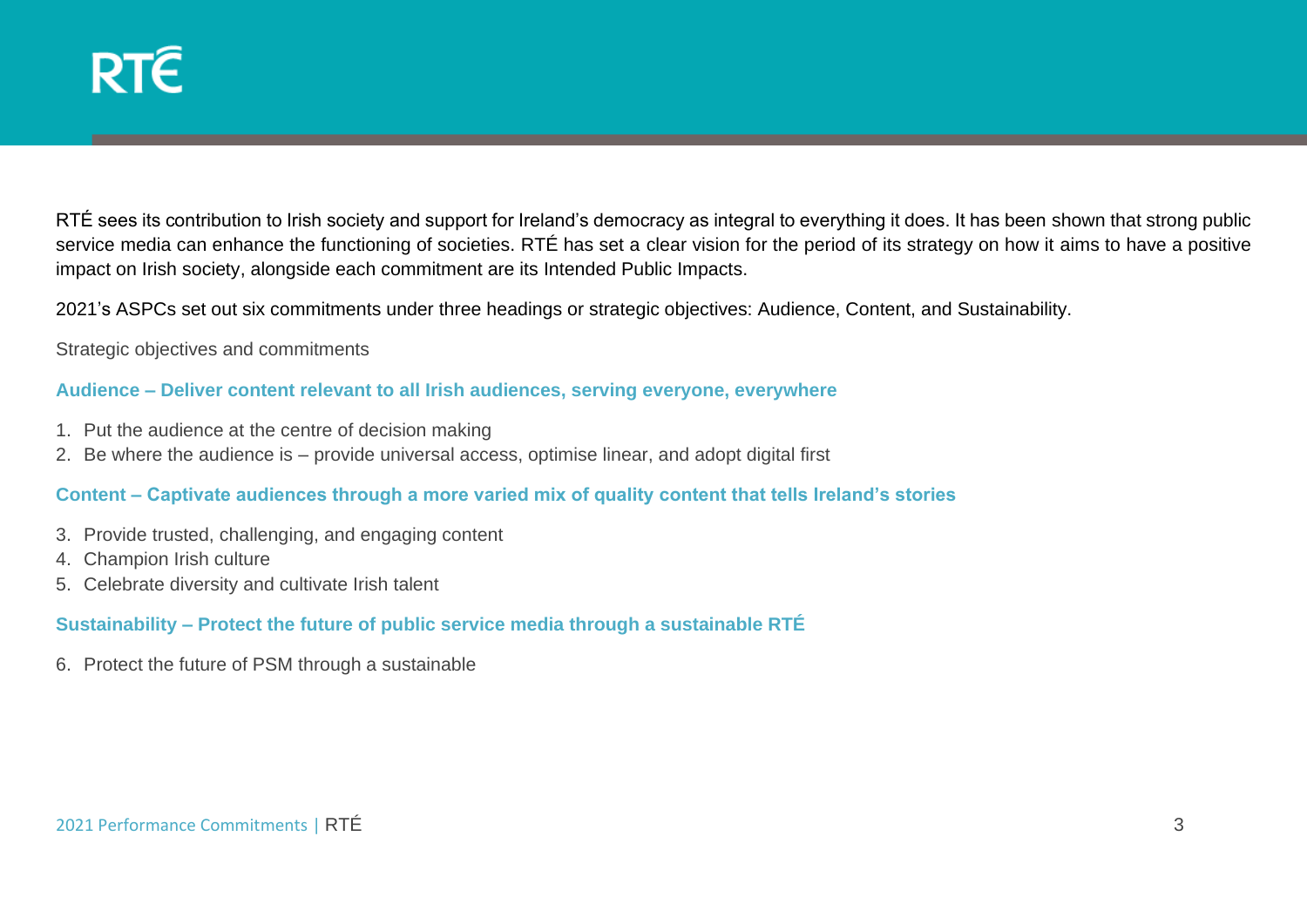RTÉ sees its contribution to Irish society and support for Ireland's democracy as integral to everything it does. It has been shown that strong public service media can enhance the functioning of societies. RTÉ has set a clear vision for the period of its strategy on how it aims to have a positive impact on Irish society, alongside each commitment are its Intended Public Impacts.

2021's ASPCs set out six commitments under three headings or strategic objectives: Audience, Content, and Sustainability.

Strategic objectives and commitments

**Audience – Deliver content relevant to all Irish audiences, serving everyone, everywhere**

1. Put the audience at the centre of decision making
2. Be where the audience is – provide universal access, optimise linear, and adopt digital first

**Content – Captivate audiences through a more varied mix of quality content that tells Ireland's stories**

3. Provide trusted, challenging, and engaging content
4. Champion Irish culture
5. Celebrate diversity and cultivate Irish talent

**Sustainability – Protect the future of public service media through a sustainable RTÉ**

6. Protect the future of PSM through a sustainable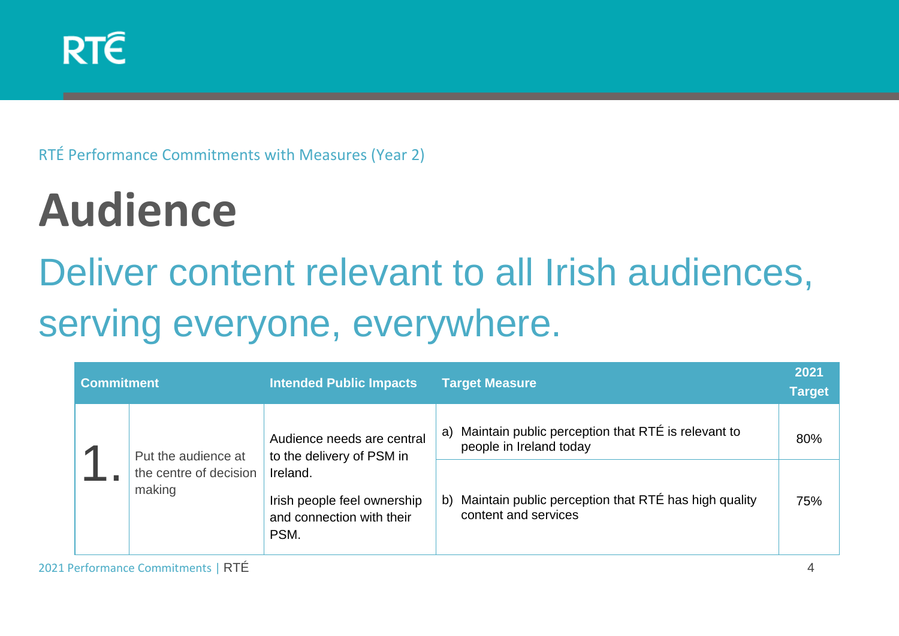RTÉ Performance Commitments with Measures (Year 2)

# Audience

## Deliver content relevant to all Irish audiences, serving everyone, everywhere.

| Commitment | | Intended Public Impacts | Target Measure | 2021 Target |
|---|---|---|---|---|
| 1. | Put the audience at the centre of decision making | Audience needs are central to the delivery of PSM in Ireland.<br><br>Irish people feel ownership and connection with their PSM. | a) Maintain public perception that RTÉ is relevant to people in Ireland today | 80% |
| | | | b) Maintain public perception that RTÉ has high quality content and services | 75% |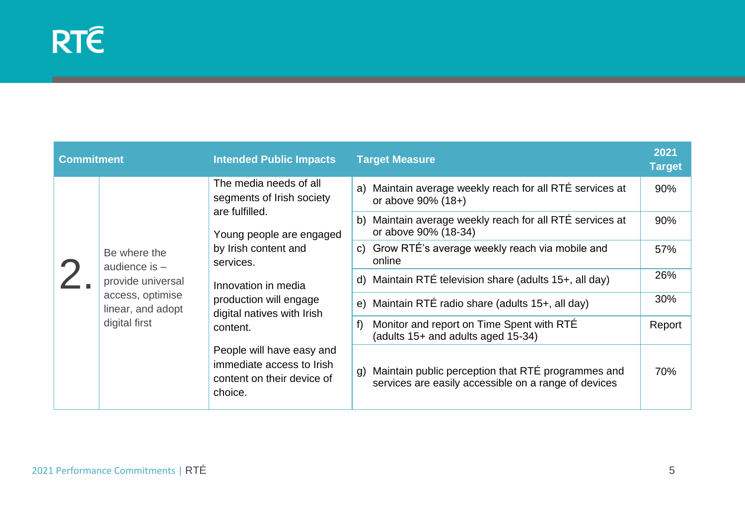| Commitment | | Intended Public Impacts | Target Measure | 2021 Target |
|---|---|---|---|---|
| 2. | Be where the audience is – provide universal access, optimise linear, and adopt digital first | The media needs of all segments of Irish society are fulfilled.<br><br>Young people are engaged by Irish content and services.<br><br>Innovation in media production will engage digital natives with Irish content.<br><br>People will have easy and immediate access to Irish content on their device of choice. | a) Maintain average weekly reach for all RTÉ services at or above 90% (18+) | 90% |
| | | | b) Maintain average weekly reach for all RTÉ services at or above 90% (18-34) | 90% |
| | | | c) Grow RTÉ's average weekly reach via mobile and online | 57% |
| | | | d) Maintain RTÉ television share (adults 15+, all day) | 26% |
| | | | e) Maintain RTÉ radio share (adults 15+, all day) | 30% |
| | | | f) Monitor and report on Time Spent with RTÉ (adults 15+ and adults aged 15-34) | Report |
| | | | g) Maintain public perception that RTÉ programmes and services are easily accessible on a range of devices | 70% |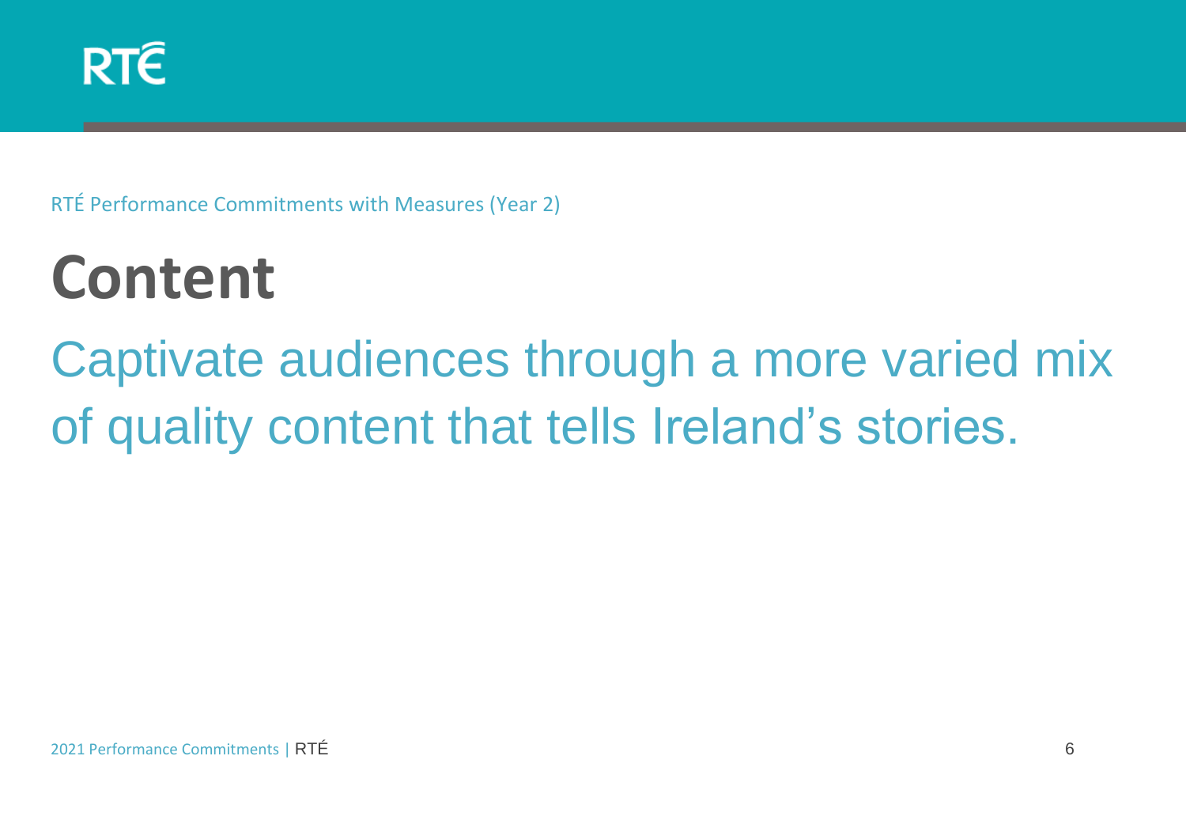RTÉ Performance Commitments with Measures (Year 2)

# Content

## Captivate audiences through a more varied mix of quality content that tells Ireland's stories.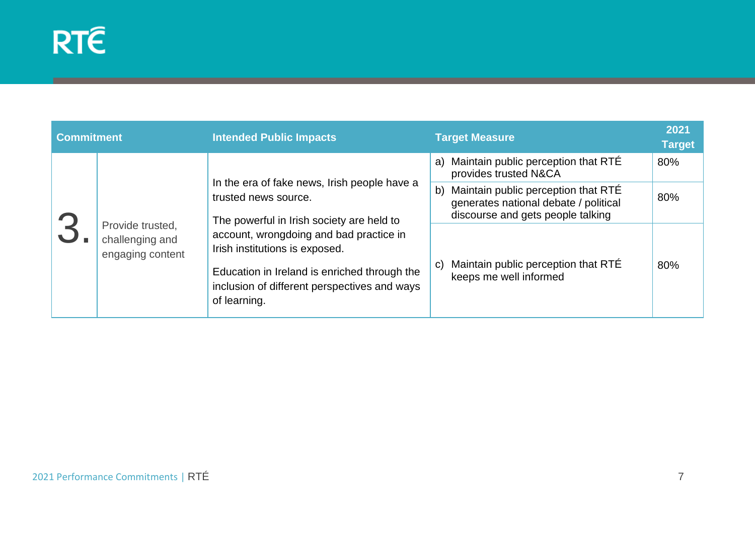| Commitment | | Intended Public Impacts | Target Measure | 2021 Target |
|---|---|---|---|---|
| 3. | Provide trusted, challenging and engaging content | In the era of fake news, Irish people have a trusted news source. The powerful in Irish society are held to account, wrongdoing and bad practice in Irish institutions is exposed. Education in Ireland is enriched through the inclusion of different perspectives and ways of learning. | a) Maintain public perception that RTÉ provides trusted N&CA | 80% |
| | | | b) Maintain public perception that RTÉ generates national debate / political discourse and gets people talking | 80% |
| | | | c) Maintain public perception that RTÉ keeps me well informed | 80% |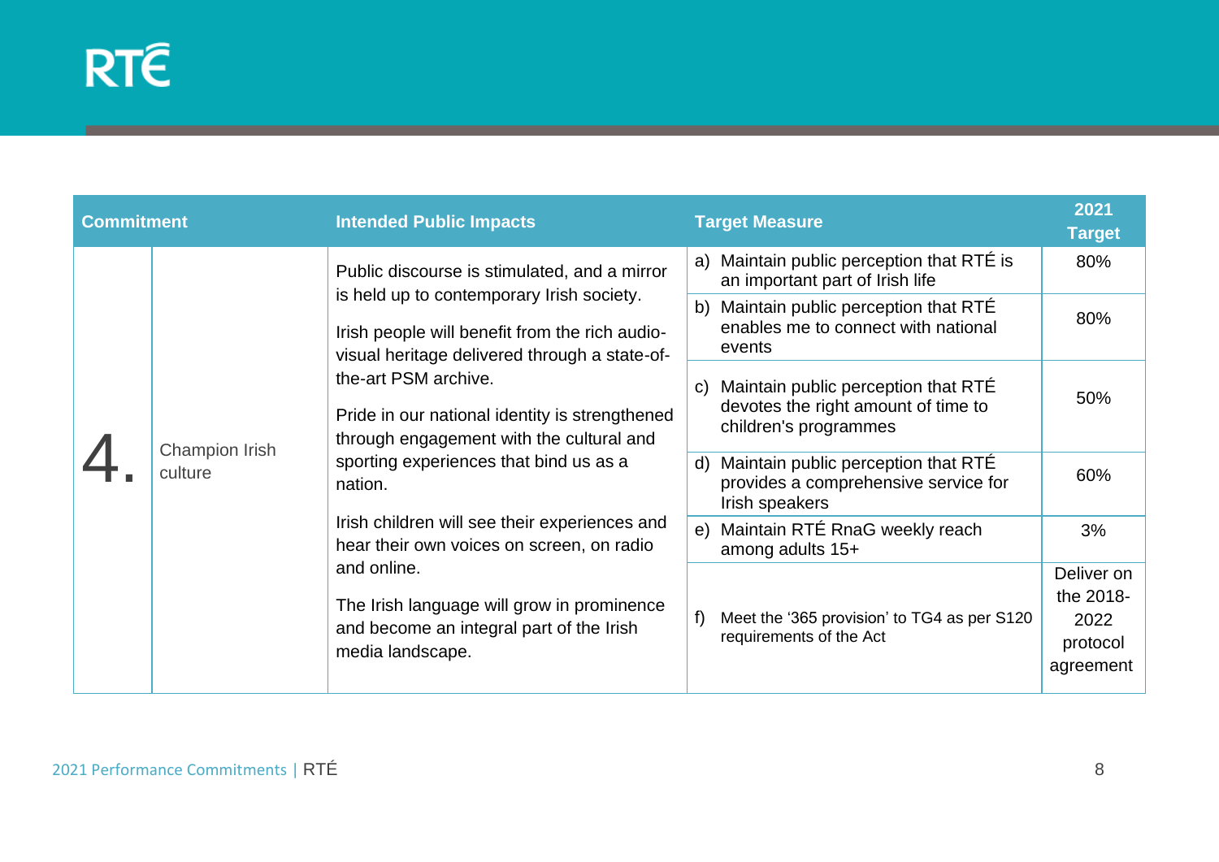| Commitment | | Intended Public Impacts | Target Measure | 2021 Target |
|---|---|---|---|---|
| 4. | Champion Irish culture | Public discourse is stimulated, and a mirror is held up to contemporary Irish society. Irish people will benefit from the rich audio-visual heritage delivered through a state-of-the-art PSM archive. Pride in our national identity is strengthened through engagement with the cultural and sporting experiences that bind us as a nation. Irish children will see their experiences and hear their own voices on screen, on radio and online. The Irish language will grow in prominence and become an integral part of the Irish media landscape. | a) Maintain public perception that RTÉ is an important part of Irish life | 80% |
| | | | b) Maintain public perception that RTÉ enables me to connect with national events | 80% |
| | | | c) Maintain public perception that RTÉ devotes the right amount of time to children's programmes | 50% |
| | | | d) Maintain public perception that RTÉ provides a comprehensive service for Irish speakers | 60% |
| | | | e) Maintain RTÉ RnaG weekly reach among adults 15+ | 3% |
| | | | f) Meet the '365 provision' to TG4 as per S120 requirements of the Act | Deliver on the 2018-2022 protocol agreement |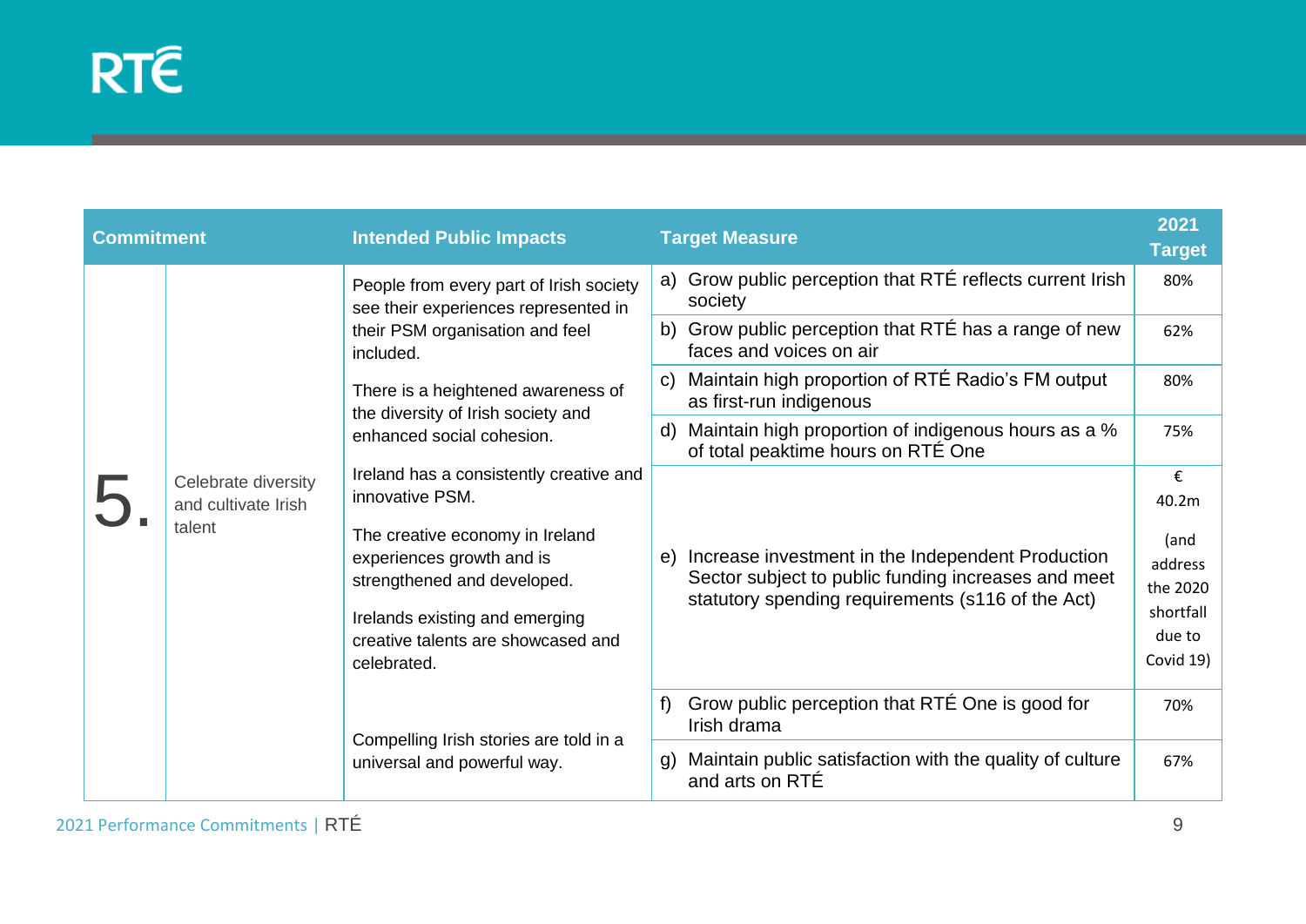| Commitment | | Intended Public Impacts | Target Measure | 2021 Target |
|---|---|---|---|---|
| 5. | Celebrate diversity and cultivate Irish talent | People from every part of Irish society see their experiences represented in their PSM organisation and feel included. | a) Grow public perception that RTÉ reflects current Irish society | 80% |
| | | | b) Grow public perception that RTÉ has a range of new faces and voices on air | 62% |
| | | There is a heightened awareness of the diversity of Irish society and enhanced social cohesion. | c) Maintain high proportion of RTÉ Radio's FM output as first-run indigenous | 80% |
| | | | d) Maintain high proportion of indigenous hours as a % of total peaktime hours on RTÉ One | 75% |
| | | Ireland has a consistently creative and innovative PSM. The creative economy in Ireland experiences growth and is strengthened and developed. Irelands existing and emerging creative talents are showcased and celebrated. | e) Increase investment in the Independent Production Sector subject to public funding increases and meet statutory spending requirements (s116 of the Act) | € 40.2m (and address the 2020 shortfall due to Covid 19) |
| | | Compelling Irish stories are told in a universal and powerful way. | f) Grow public perception that RTÉ One is good for Irish drama | 70% |
| | | | g) Maintain public satisfaction with the quality of culture and arts on RTÉ | 67% |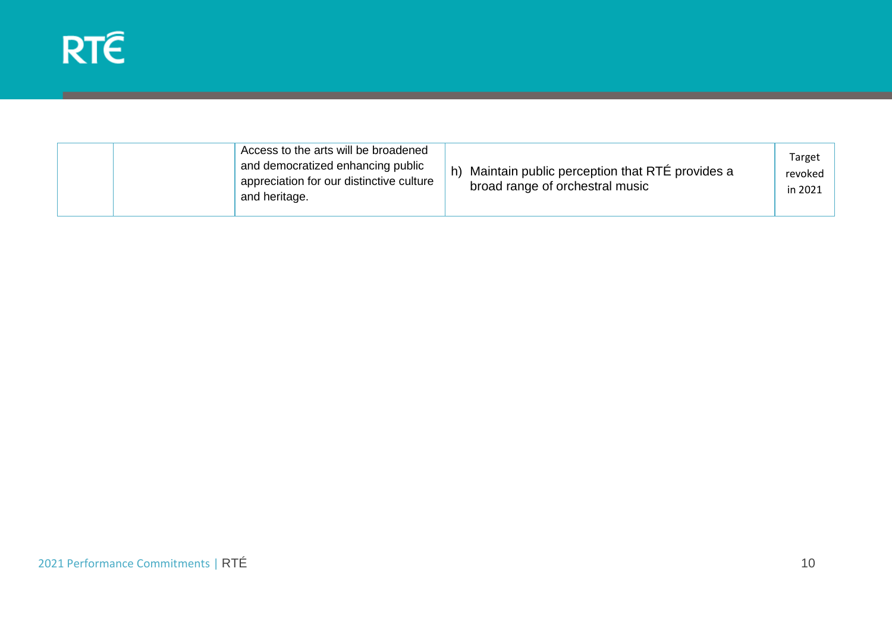| | | | | |
|---|---|---|---|---|
| | | Access to the arts will be broadened and democratized enhancing public appreciation for our distinctive culture and heritage. | h) Maintain public perception that RTÉ provides a broad range of orchestral music | Target revoked in 2021 |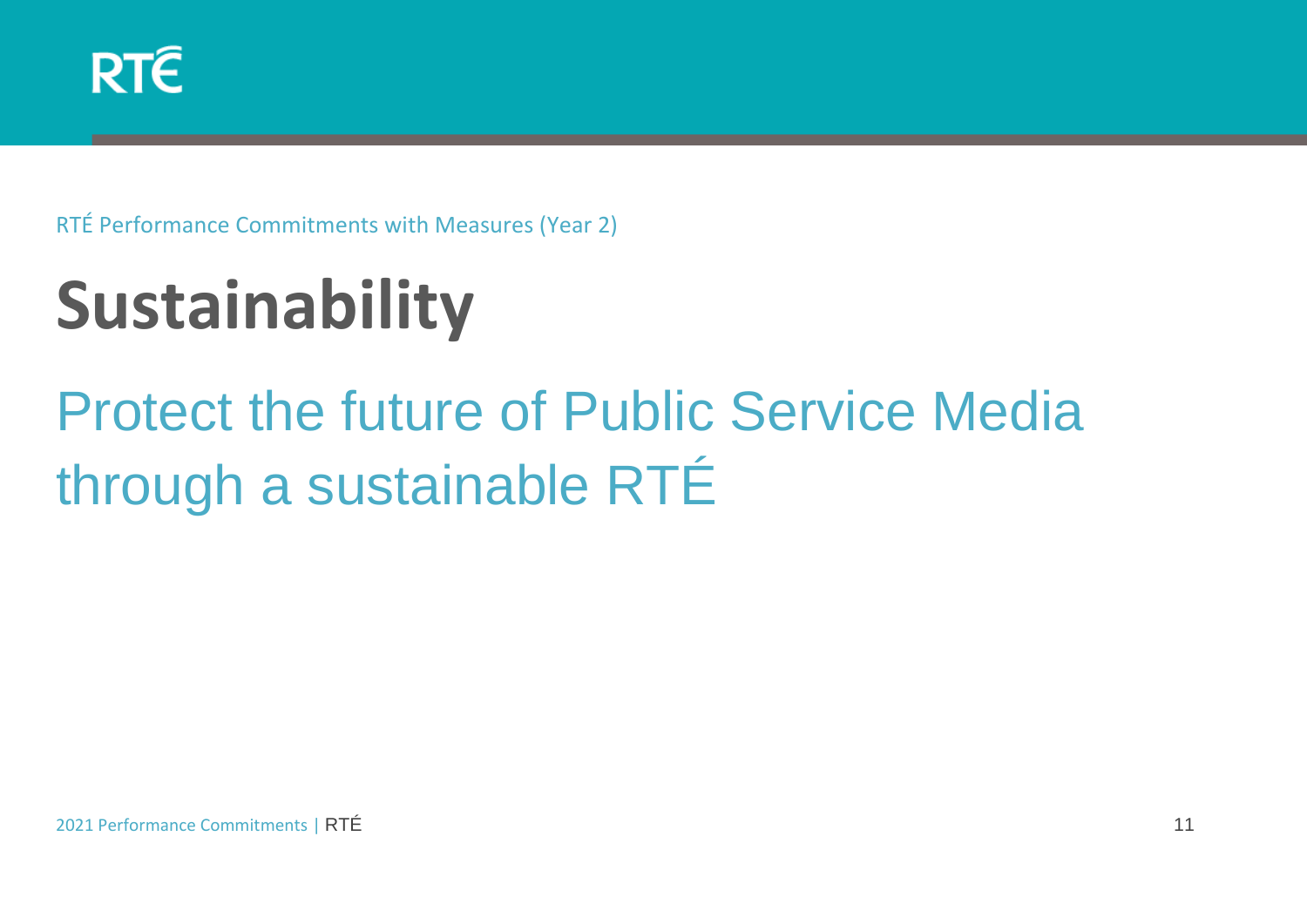RTÉ Performance Commitments with Measures (Year 2)

# Sustainability

## Protect the future of Public Service Media through a sustainable RTÉ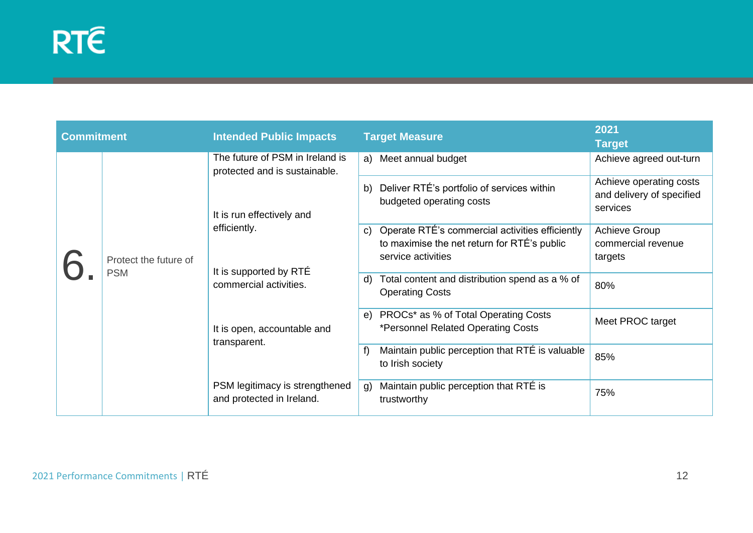| Commitment | | Intended Public Impacts | Target Measure | 2021 Target |
|---|---|---|---|---|
| 6. | Protect the future of PSM | The future of PSM in Ireland is protected and is sustainable. | a) Meet annual budget | Achieve agreed out-turn |
| | | It is run effectively and efficiently. | b) Deliver RTÉ's portfolio of services within budgeted operating costs | Achieve operating costs and delivery of specified services |
| | | It is supported by RTÉ commercial activities. | c) Operate RTÉ's commercial activities efficiently to maximise the net return for RTÉ's public service activities | Achieve Group commercial revenue targets |
| | | | d) Total content and distribution spend as a % of Operating Costs | 80% |
| | | It is open, accountable and transparent. | e) PROCs* as % of Total Operating Costs *Personnel Related Operating Costs | Meet PROC target |
| | | | f) Maintain public perception that RTÉ is valuable to Irish society | 85% |
| | | PSM legitimacy is strengthened and protected in Ireland. | g) Maintain public perception that RTÉ is trustworthy | 75% |